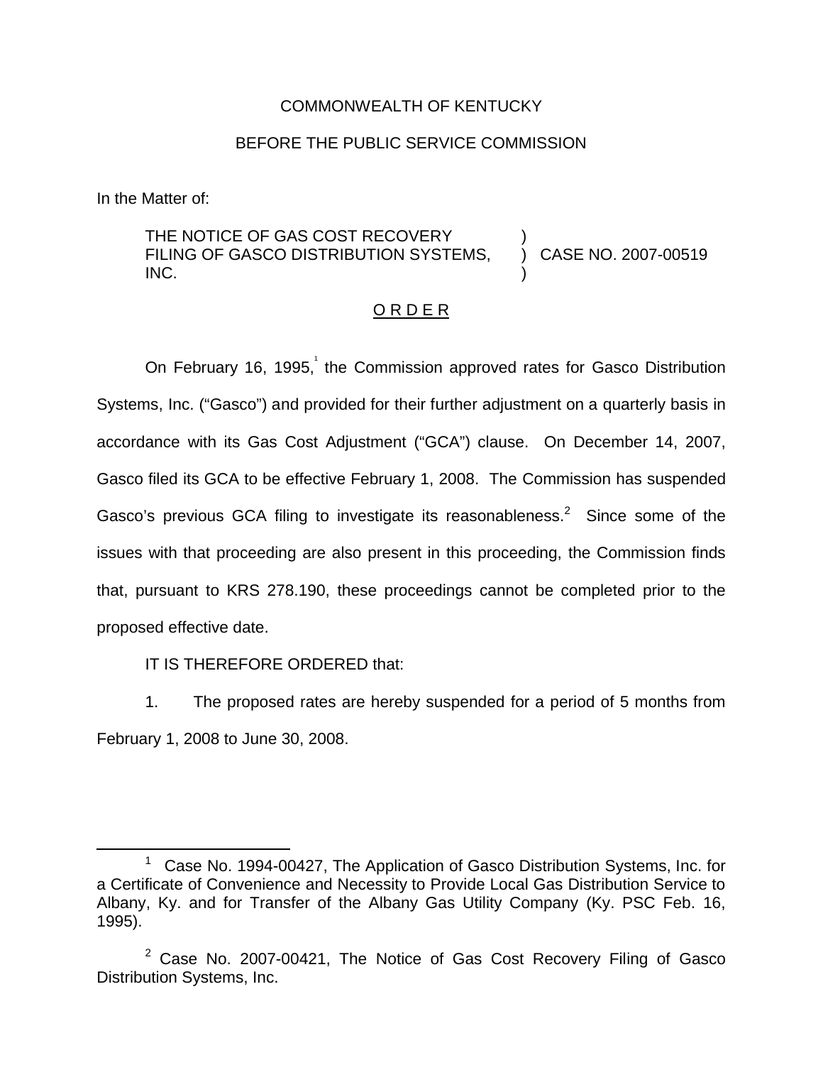COMMONWEALTH OF KENTUCKY

BEFORE THE PUBLIC SERVICE COMMISSION

In the Matter of:

THE NOTICE OF GAS COST RECOVERY FILING OF GASCO DISTRIBUTION SYSTEMS, INC. ) CASE NO. 2007-00519

## O R D E R

On February 16, 1995,[1] the Commission approved rates for Gasco Distribution Systems, Inc. ("Gasco") and provided for their further adjustment on a quarterly basis in accordance with its Gas Cost Adjustment ("GCA") clause. On December 14, 2007, Gasco filed its GCA to be effective February 1, 2008. The Commission has suspended Gasco's previous GCA filing to investigate its reasonableness.[2] Since some of the issues with that proceeding are also present in this proceeding, the Commission finds that, pursuant to KRS 278.190, these proceedings cannot be completed prior to the proposed effective date.

IT IS THEREFORE ORDERED that:

1. The proposed rates are hereby suspended for a period of 5 months from February 1, 2008 to June 30, 2008.

---

[1] Case No. 1994-00427, The Application of Gasco Distribution Systems, Inc. for a Certificate of Convenience and Necessity to Provide Local Gas Distribution Service to Albany, Ky. and for Transfer of the Albany Gas Utility Company (Ky. PSC Feb. 16, 1995).

[2] Case No. 2007-00421, The Notice of Gas Cost Recovery Filing of Gasco Distribution Systems, Inc.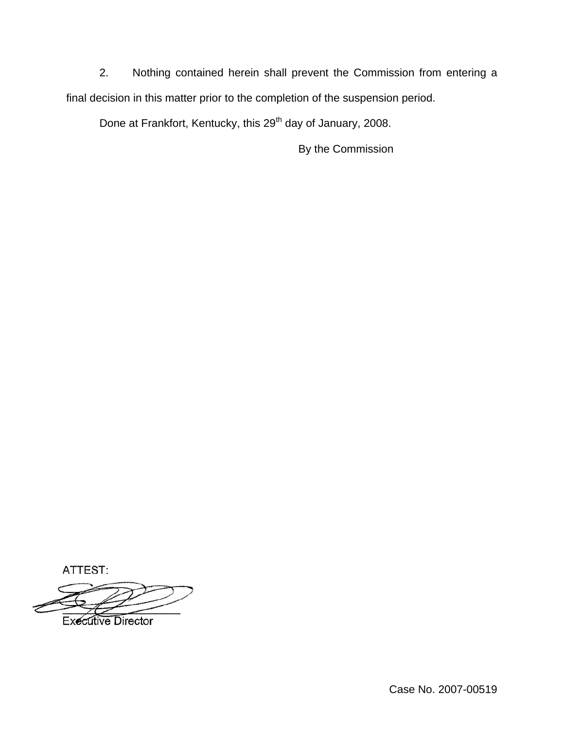2. Nothing contained herein shall prevent the Commission from entering a final decision in this matter prior to the completion of the suspension period.

Done at Frankfort, Kentucky, this 29th day of January, 2008.

By the Commission

ATTEST:

Executive Director

Case No. 2007-00519